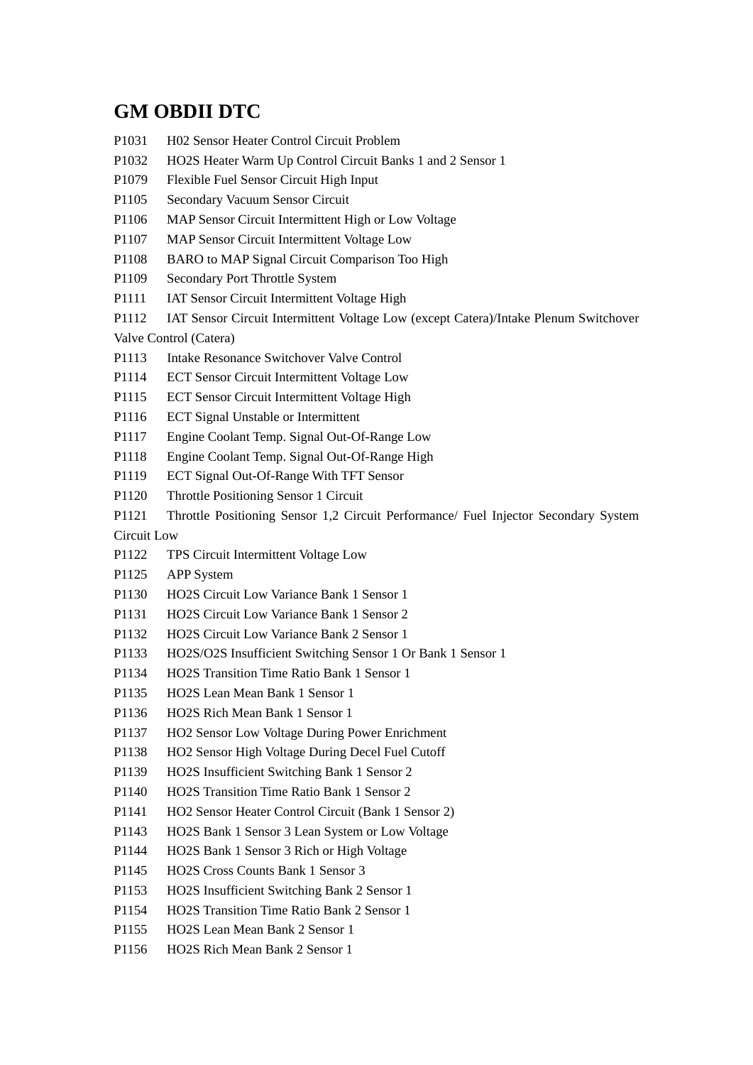# GM OBDII DTC

P1031 H02 Sensor Heater Control Circuit Problem

P1032 HO2S Heater Warm Up Control Circuit Banks 1 and 2 Sensor 1

P1079 Flexible Fuel Sensor Circuit High Input

P1105 Secondary Vacuum Sensor Circuit

P1106 MAP Sensor Circuit Intermittent High or Low Voltage

P1107 MAP Sensor Circuit Intermittent Voltage Low

P1108 BARO to MAP Signal Circuit Comparison Too High

P1109 Secondary Port Throttle System

P1111 IAT Sensor Circuit Intermittent Voltage High

P1112 IAT Sensor Circuit Intermittent Voltage Low (except Catera)/Intake Plenum Switchover Valve Control (Catera)

P1113 Intake Resonance Switchover Valve Control

P1114 ECT Sensor Circuit Intermittent Voltage Low

P1115 ECT Sensor Circuit Intermittent Voltage High

P1116 ECT Signal Unstable or Intermittent

P1117 Engine Coolant Temp. Signal Out-Of-Range Low

P1118 Engine Coolant Temp. Signal Out-Of-Range High

P1119 ECT Signal Out-Of-Range With TFT Sensor

P1120 Throttle Positioning Sensor 1 Circuit

P1121 Throttle Positioning Sensor 1,2 Circuit Performance/ Fuel Injector Secondary System Circuit Low

P1122 TPS Circuit Intermittent Voltage Low

P1125 APP System

P1130 HO2S Circuit Low Variance Bank 1 Sensor 1

P1131 HO2S Circuit Low Variance Bank 1 Sensor 2

P1132 HO2S Circuit Low Variance Bank 2 Sensor 1

P1133 HO2S/O2S Insufficient Switching Sensor 1 Or Bank 1 Sensor 1

P1134 HO2S Transition Time Ratio Bank 1 Sensor 1

P1135 HO2S Lean Mean Bank 1 Sensor 1

P1136 HO2S Rich Mean Bank 1 Sensor 1

P1137 HO2 Sensor Low Voltage During Power Enrichment

P1138 HO2 Sensor High Voltage During Decel Fuel Cutoff

P1139 HO2S Insufficient Switching Bank 1 Sensor 2

P1140 HO2S Transition Time Ratio Bank 1 Sensor 2

P1141 HO2 Sensor Heater Control Circuit (Bank 1 Sensor 2)

P1143 HO2S Bank 1 Sensor 3 Lean System or Low Voltage

P1144 HO2S Bank 1 Sensor 3 Rich or High Voltage

P1145 HO2S Cross Counts Bank 1 Sensor 3

P1153 HO2S Insufficient Switching Bank 2 Sensor 1

P1154 HO2S Transition Time Ratio Bank 2 Sensor 1

P1155 HO2S Lean Mean Bank 2 Sensor 1

P1156 HO2S Rich Mean Bank 2 Sensor 1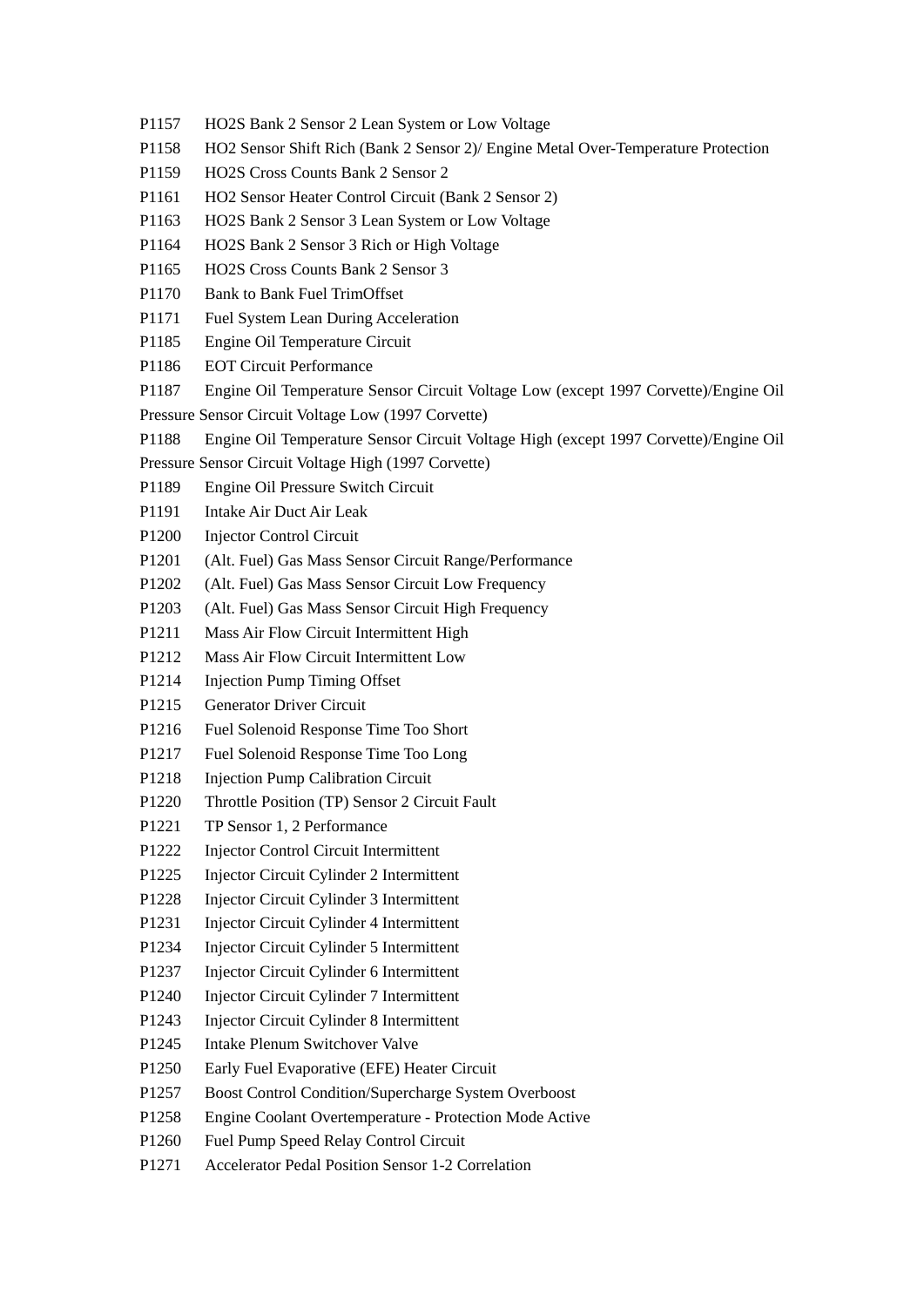P1157 HO2S Bank 2 Sensor 2 Lean System or Low Voltage

P1158 HO2 Sensor Shift Rich (Bank 2 Sensor 2)/ Engine Metal Over-Temperature Protection

P1159 HO2S Cross Counts Bank 2 Sensor 2

P1161 HO2 Sensor Heater Control Circuit (Bank 2 Sensor 2)

P1163 HO2S Bank 2 Sensor 3 Lean System or Low Voltage

P1164 HO2S Bank 2 Sensor 3 Rich or High Voltage

P1165 HO2S Cross Counts Bank 2 Sensor 3

P1170 Bank to Bank Fuel TrimOffset

P1171 Fuel System Lean During Acceleration

P1185 Engine Oil Temperature Circuit

P1186 EOT Circuit Performance

P1187 Engine Oil Temperature Sensor Circuit Voltage Low (except 1997 Corvette)/Engine Oil Pressure Sensor Circuit Voltage Low (1997 Corvette)

P1188 Engine Oil Temperature Sensor Circuit Voltage High (except 1997 Corvette)/Engine Oil Pressure Sensor Circuit Voltage High (1997 Corvette)

P1189 Engine Oil Pressure Switch Circuit

P1191 Intake Air Duct Air Leak

P1200 Injector Control Circuit

P1201 (Alt. Fuel) Gas Mass Sensor Circuit Range/Performance

P1202 (Alt. Fuel) Gas Mass Sensor Circuit Low Frequency

P1203 (Alt. Fuel) Gas Mass Sensor Circuit High Frequency

P1211 Mass Air Flow Circuit Intermittent High

P1212 Mass Air Flow Circuit Intermittent Low

P1214 Injection Pump Timing Offset

P1215 Generator Driver Circuit

P1216 Fuel Solenoid Response Time Too Short

P1217 Fuel Solenoid Response Time Too Long

P1218 Injection Pump Calibration Circuit

P1220 Throttle Position (TP) Sensor 2 Circuit Fault

P1221 TP Sensor 1, 2 Performance

P1222 Injector Control Circuit Intermittent

P1225 Injector Circuit Cylinder 2 Intermittent

P1228 Injector Circuit Cylinder 3 Intermittent

P1231 Injector Circuit Cylinder 4 Intermittent

P1234 Injector Circuit Cylinder 5 Intermittent

P1237 Injector Circuit Cylinder 6 Intermittent

P1240 Injector Circuit Cylinder 7 Intermittent

P1243 Injector Circuit Cylinder 8 Intermittent

P1245 Intake Plenum Switchover Valve

P1250 Early Fuel Evaporative (EFE) Heater Circuit

P1257 Boost Control Condition/Supercharge System Overboost

P1258 Engine Coolant Overtemperature - Protection Mode Active

P1260 Fuel Pump Speed Relay Control Circuit

P1271 Accelerator Pedal Position Sensor 1-2 Correlation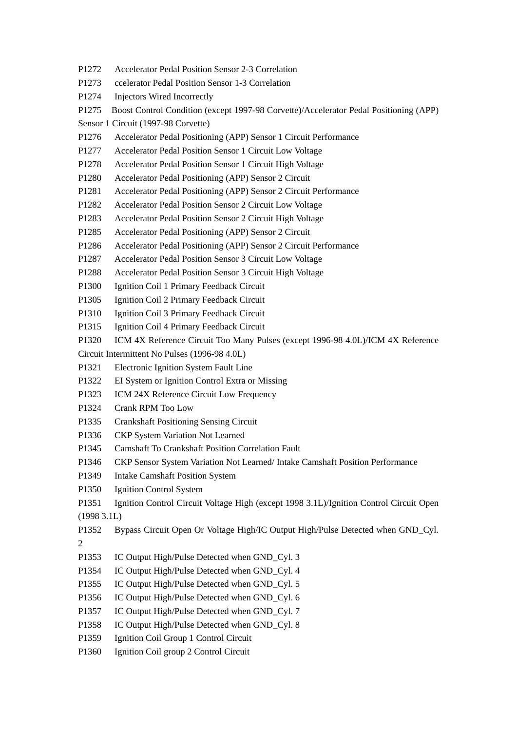P1272 Accelerator Pedal Position Sensor 2-3 Correlation

P1273 ccelerator Pedal Position Sensor 1-3 Correlation

P1274 Injectors Wired Incorrectly

P1275 Boost Control Condition (except 1997-98 Corvette)/Accelerator Pedal Positioning (APP) Sensor 1 Circuit (1997-98 Corvette)

P1276 Accelerator Pedal Positioning (APP) Sensor 1 Circuit Performance

P1277 Accelerator Pedal Position Sensor 1 Circuit Low Voltage

P1278 Accelerator Pedal Position Sensor 1 Circuit High Voltage

P1280 Accelerator Pedal Positioning (APP) Sensor 2 Circuit

P1281 Accelerator Pedal Positioning (APP) Sensor 2 Circuit Performance

P1282 Accelerator Pedal Position Sensor 2 Circuit Low Voltage

P1283 Accelerator Pedal Position Sensor 2 Circuit High Voltage

P1285 Accelerator Pedal Positioning (APP) Sensor 2 Circuit

P1286 Accelerator Pedal Positioning (APP) Sensor 2 Circuit Performance

P1287 Accelerator Pedal Position Sensor 3 Circuit Low Voltage

P1288 Accelerator Pedal Position Sensor 3 Circuit High Voltage

P1300 Ignition Coil 1 Primary Feedback Circuit

P1305 Ignition Coil 2 Primary Feedback Circuit

P1310 Ignition Coil 3 Primary Feedback Circuit

P1315 Ignition Coil 4 Primary Feedback Circuit

P1320 ICM 4X Reference Circuit Too Many Pulses (except 1996-98 4.0L)/ICM 4X Reference Circuit Intermittent No Pulses (1996-98 4.0L)

P1321 Electronic Ignition System Fault Line

P1322 EI System or Ignition Control Extra or Missing

P1323 ICM 24X Reference Circuit Low Frequency

P1324 Crank RPM Too Low

P1335 Crankshaft Positioning Sensing Circuit

P1336 CKP System Variation Not Learned

P1345 Camshaft To Crankshaft Position Correlation Fault

P1346 CKP Sensor System Variation Not Learned/ Intake Camshaft Position Performance

P1349 Intake Camshaft Position System

P1350 Ignition Control System

P1351 Ignition Control Circuit Voltage High (except 1998 3.1L)/Ignition Control Circuit Open (1998 3.1L)

P1352 Bypass Circuit Open Or Voltage High/IC Output High/Pulse Detected when GND_Cyl. 2

P1353 IC Output High/Pulse Detected when GND_Cyl. 3

P1354 IC Output High/Pulse Detected when GND_Cyl. 4

P1355 IC Output High/Pulse Detected when GND_Cyl. 5

P1356 IC Output High/Pulse Detected when GND_Cyl. 6

P1357 IC Output High/Pulse Detected when GND_Cyl. 7

P1358 IC Output High/Pulse Detected when GND_Cyl. 8

P1359 Ignition Coil Group 1 Control Circuit

P1360 Ignition Coil group 2 Control Circuit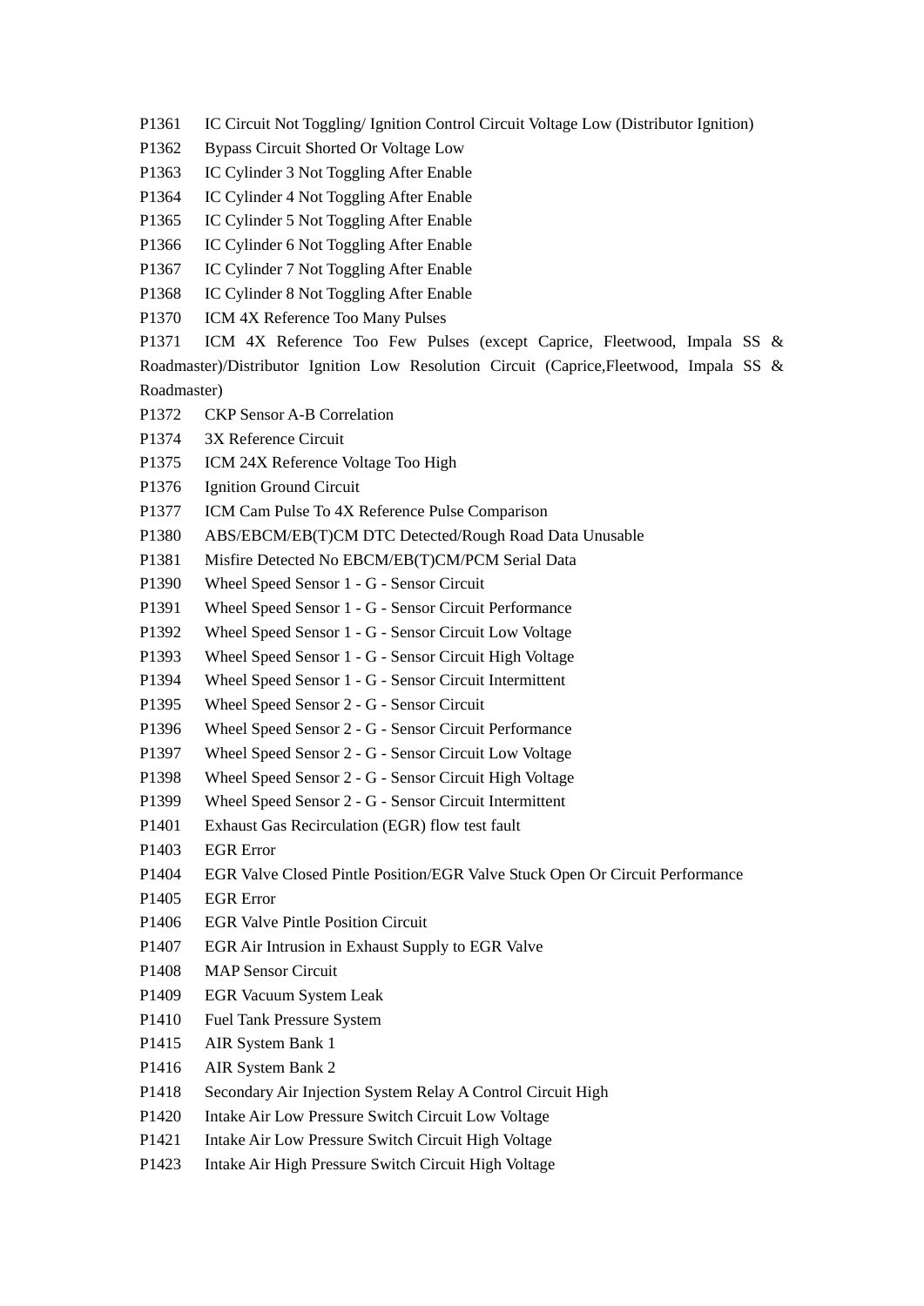P1361 IC Circuit Not Toggling/ Ignition Control Circuit Voltage Low (Distributor Ignition)

P1362 Bypass Circuit Shorted Or Voltage Low

P1363 IC Cylinder 3 Not Toggling After Enable

P1364 IC Cylinder 4 Not Toggling After Enable

P1365 IC Cylinder 5 Not Toggling After Enable

P1366 IC Cylinder 6 Not Toggling After Enable

P1367 IC Cylinder 7 Not Toggling After Enable

P1368 IC Cylinder 8 Not Toggling After Enable

P1370 ICM 4X Reference Too Many Pulses

P1371 ICM 4X Reference Too Few Pulses (except Caprice, Fleetwood, Impala SS & Roadmaster)/Distributor Ignition Low Resolution Circuit (Caprice,Fleetwood, Impala SS & Roadmaster)

P1372 CKP Sensor A-B Correlation

P1374 3X Reference Circuit

P1375 ICM 24X Reference Voltage Too High

P1376 Ignition Ground Circuit

P1377 ICM Cam Pulse To 4X Reference Pulse Comparison

P1380 ABS/EBCM/EB(T)CM DTC Detected/Rough Road Data Unusable

P1381 Misfire Detected No EBCM/EB(T)CM/PCM Serial Data

P1390 Wheel Speed Sensor 1 - G - Sensor Circuit

P1391 Wheel Speed Sensor 1 - G - Sensor Circuit Performance

P1392 Wheel Speed Sensor 1 - G - Sensor Circuit Low Voltage

P1393 Wheel Speed Sensor 1 - G - Sensor Circuit High Voltage

P1394 Wheel Speed Sensor 1 - G - Sensor Circuit Intermittent

P1395 Wheel Speed Sensor 2 - G - Sensor Circuit

P1396 Wheel Speed Sensor 2 - G - Sensor Circuit Performance

P1397 Wheel Speed Sensor 2 - G - Sensor Circuit Low Voltage

P1398 Wheel Speed Sensor 2 - G - Sensor Circuit High Voltage

P1399 Wheel Speed Sensor 2 - G - Sensor Circuit Intermittent

P1401 Exhaust Gas Recirculation (EGR) flow test fault

P1403 EGR Error

P1404 EGR Valve Closed Pintle Position/EGR Valve Stuck Open Or Circuit Performance

P1405 EGR Error

P1406 EGR Valve Pintle Position Circuit

P1407 EGR Air Intrusion in Exhaust Supply to EGR Valve

P1408 MAP Sensor Circuit

P1409 EGR Vacuum System Leak

P1410 Fuel Tank Pressure System

P1415 AIR System Bank 1

P1416 AIR System Bank 2

P1418 Secondary Air Injection System Relay A Control Circuit High

P1420 Intake Air Low Pressure Switch Circuit Low Voltage

P1421 Intake Air Low Pressure Switch Circuit High Voltage

P1423 Intake Air High Pressure Switch Circuit High Voltage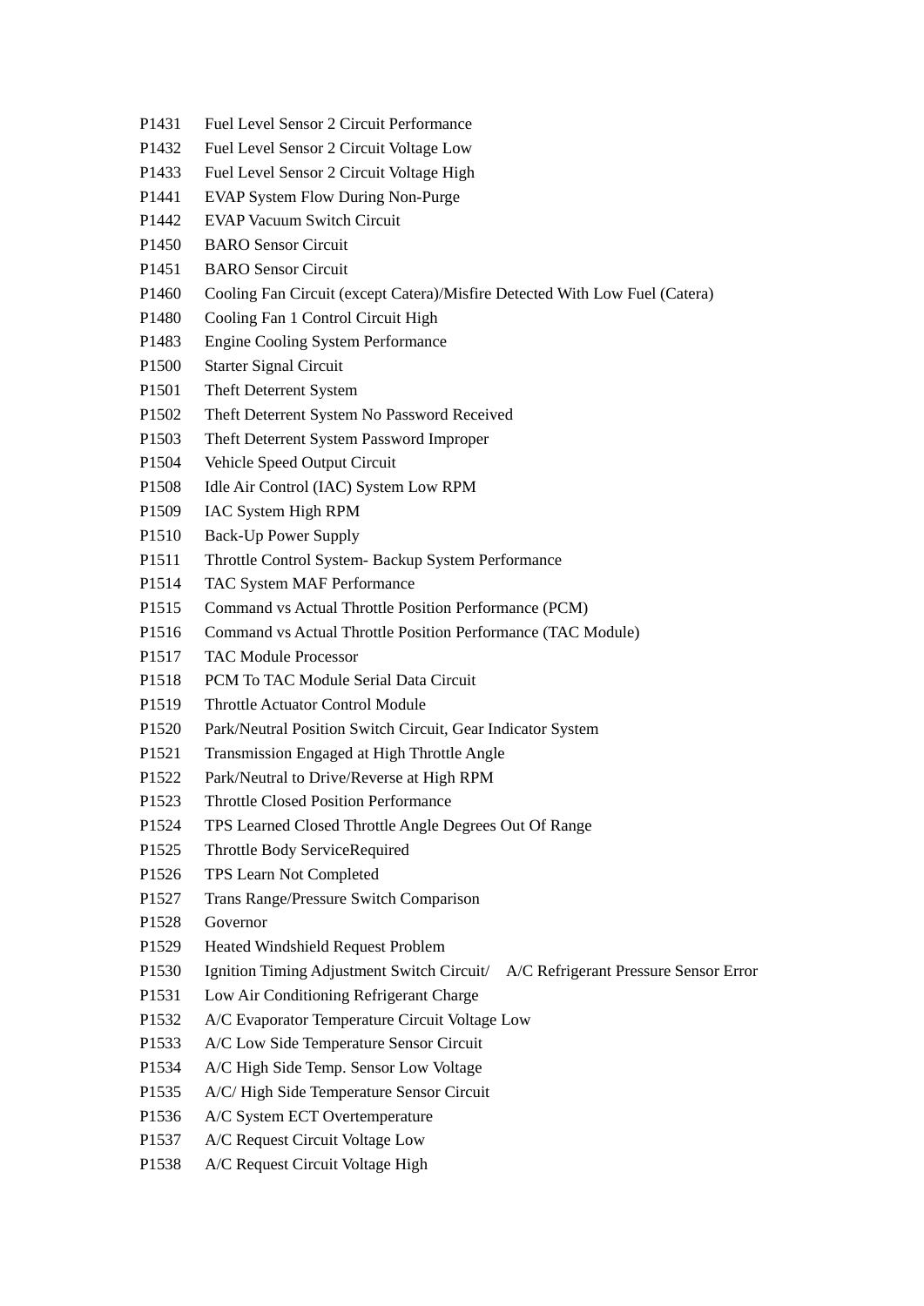P1431 Fuel Level Sensor 2 Circuit Performance
P1432 Fuel Level Sensor 2 Circuit Voltage Low
P1433 Fuel Level Sensor 2 Circuit Voltage High
P1441 EVAP System Flow During Non-Purge
P1442 EVAP Vacuum Switch Circuit
P1450 BARO Sensor Circuit
P1451 BARO Sensor Circuit
P1460 Cooling Fan Circuit (except Catera)/Misfire Detected With Low Fuel (Catera)
P1480 Cooling Fan 1 Control Circuit High
P1483 Engine Cooling System Performance
P1500 Starter Signal Circuit
P1501 Theft Deterrent System
P1502 Theft Deterrent System No Password Received
P1503 Theft Deterrent System Password Improper
P1504 Vehicle Speed Output Circuit
P1508 Idle Air Control (IAC) System Low RPM
P1509 IAC System High RPM
P1510 Back-Up Power Supply
P1511 Throttle Control System- Backup System Performance
P1514 TAC System MAF Performance
P1515 Command vs Actual Throttle Position Performance (PCM)
P1516 Command vs Actual Throttle Position Performance (TAC Module)
P1517 TAC Module Processor
P1518 PCM To TAC Module Serial Data Circuit
P1519 Throttle Actuator Control Module
P1520 Park/Neutral Position Switch Circuit, Gear Indicator System
P1521 Transmission Engaged at High Throttle Angle
P1522 Park/Neutral to Drive/Reverse at High RPM
P1523 Throttle Closed Position Performance
P1524 TPS Learned Closed Throttle Angle Degrees Out Of Range
P1525 Throttle Body ServiceRequired
P1526 TPS Learn Not Completed
P1527 Trans Range/Pressure Switch Comparison
P1528 Governor
P1529 Heated Windshield Request Problem
P1530 Ignition Timing Adjustment Switch Circuit/ A/C Refrigerant Pressure Sensor Error
P1531 Low Air Conditioning Refrigerant Charge
P1532 A/C Evaporator Temperature Circuit Voltage Low
P1533 A/C Low Side Temperature Sensor Circuit
P1534 A/C High Side Temp. Sensor Low Voltage
P1535 A/C/ High Side Temperature Sensor Circuit
P1536 A/C System ECT Overtemperature
P1537 A/C Request Circuit Voltage Low
P1538 A/C Request Circuit Voltage High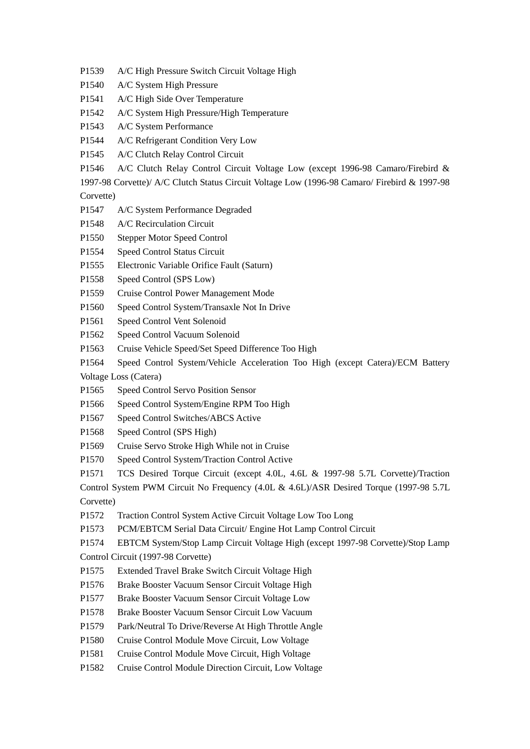P1539 A/C High Pressure Switch Circuit Voltage High

P1540 A/C System High Pressure

P1541 A/C High Side Over Temperature

P1542 A/C System High Pressure/High Temperature

P1543 A/C System Performance

P1544 A/C Refrigerant Condition Very Low

P1545 A/C Clutch Relay Control Circuit

P1546 A/C Clutch Relay Control Circuit Voltage Low (except 1996-98 Camaro/Firebird & 1997-98 Corvette)/ A/C Clutch Status Circuit Voltage Low (1996-98 Camaro/ Firebird & 1997-98 Corvette)

P1547 A/C System Performance Degraded

P1548 A/C Recirculation Circuit

P1550 Stepper Motor Speed Control

P1554 Speed Control Status Circuit

P1555 Electronic Variable Orifice Fault (Saturn)

P1558 Speed Control (SPS Low)

P1559 Cruise Control Power Management Mode

P1560 Speed Control System/Transaxle Not In Drive

P1561 Speed Control Vent Solenoid

P1562 Speed Control Vacuum Solenoid

P1563 Cruise Vehicle Speed/Set Speed Difference Too High

P1564 Speed Control System/Vehicle Acceleration Too High (except Catera)/ECM Battery Voltage Loss (Catera)

P1565 Speed Control Servo Position Sensor

P1566 Speed Control System/Engine RPM Too High

P1567 Speed Control Switches/ABCS Active

P1568 Speed Control (SPS High)

P1569 Cruise Servo Stroke High While not in Cruise

P1570 Speed Control System/Traction Control Active

P1571 TCS Desired Torque Circuit (except 4.0L, 4.6L & 1997-98 5.7L Corvette)/Traction Control System PWM Circuit No Frequency (4.0L & 4.6L)/ASR Desired Torque (1997-98 5.7L Corvette)

P1572 Traction Control System Active Circuit Voltage Low Too Long

P1573 PCM/EBTCM Serial Data Circuit/ Engine Hot Lamp Control Circuit

P1574 EBTCM System/Stop Lamp Circuit Voltage High (except 1997-98 Corvette)/Stop Lamp Control Circuit (1997-98 Corvette)

P1575 Extended Travel Brake Switch Circuit Voltage High

P1576 Brake Booster Vacuum Sensor Circuit Voltage High

P1577 Brake Booster Vacuum Sensor Circuit Voltage Low

P1578 Brake Booster Vacuum Sensor Circuit Low Vacuum

P1579 Park/Neutral To Drive/Reverse At High Throttle Angle

P1580 Cruise Control Module Move Circuit, Low Voltage

P1581 Cruise Control Module Move Circuit, High Voltage

P1582 Cruise Control Module Direction Circuit, Low Voltage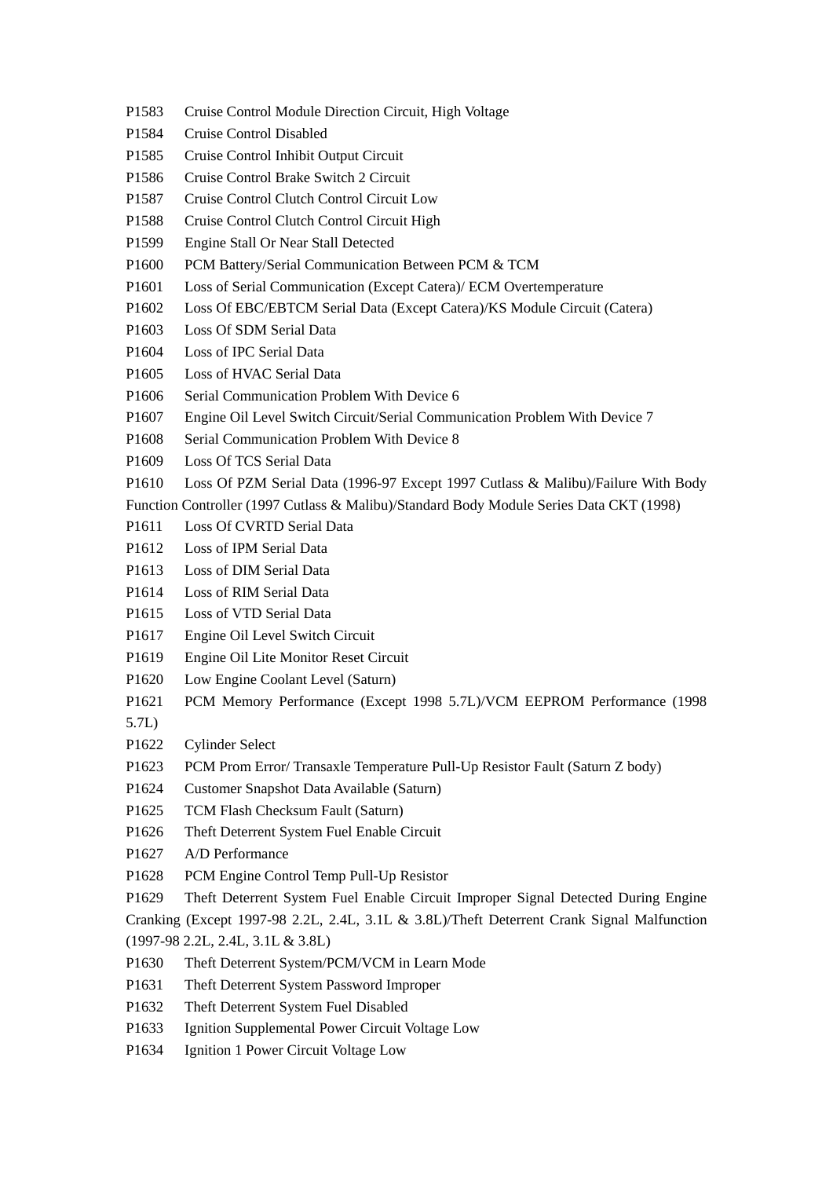P1583 Cruise Control Module Direction Circuit, High Voltage

P1584 Cruise Control Disabled

P1585 Cruise Control Inhibit Output Circuit

P1586 Cruise Control Brake Switch 2 Circuit

P1587 Cruise Control Clutch Control Circuit Low

P1588 Cruise Control Clutch Control Circuit High

P1599 Engine Stall Or Near Stall Detected

P1600 PCM Battery/Serial Communication Between PCM & TCM

P1601 Loss of Serial Communication (Except Catera)/ ECM Overtemperature

P1602 Loss Of EBC/EBTCM Serial Data (Except Catera)/KS Module Circuit (Catera)

P1603 Loss Of SDM Serial Data

P1604 Loss of IPC Serial Data

P1605 Loss of HVAC Serial Data

P1606 Serial Communication Problem With Device 6

P1607 Engine Oil Level Switch Circuit/Serial Communication Problem With Device 7

P1608 Serial Communication Problem With Device 8

P1609 Loss Of TCS Serial Data

P1610 Loss Of PZM Serial Data (1996-97 Except 1997 Cutlass & Malibu)/Failure With Body Function Controller (1997 Cutlass & Malibu)/Standard Body Module Series Data CKT (1998)

P1611 Loss Of CVRTD Serial Data

P1612 Loss of IPM Serial Data

P1613 Loss of DIM Serial Data

P1614 Loss of RIM Serial Data

P1615 Loss of VTD Serial Data

P1617 Engine Oil Level Switch Circuit

P1619 Engine Oil Lite Monitor Reset Circuit

P1620 Low Engine Coolant Level (Saturn)

P1621 PCM Memory Performance (Except 1998 5.7L)/VCM EEPROM Performance (1998 5.7L)

P1622 Cylinder Select

P1623 PCM Prom Error/ Transaxle Temperature Pull-Up Resistor Fault (Saturn Z body)

P1624 Customer Snapshot Data Available (Saturn)

P1625 TCM Flash Checksum Fault (Saturn)

P1626 Theft Deterrent System Fuel Enable Circuit

P1627 A/D Performance

P1628 PCM Engine Control Temp Pull-Up Resistor

P1629 Theft Deterrent System Fuel Enable Circuit Improper Signal Detected During Engine Cranking (Except 1997-98 2.2L, 2.4L, 3.1L & 3.8L)/Theft Deterrent Crank Signal Malfunction (1997-98 2.2L, 2.4L, 3.1L & 3.8L)

P1630 Theft Deterrent System/PCM/VCM in Learn Mode

P1631 Theft Deterrent System Password Improper

P1632 Theft Deterrent System Fuel Disabled

P1633 Ignition Supplemental Power Circuit Voltage Low

P1634 Ignition 1 Power Circuit Voltage Low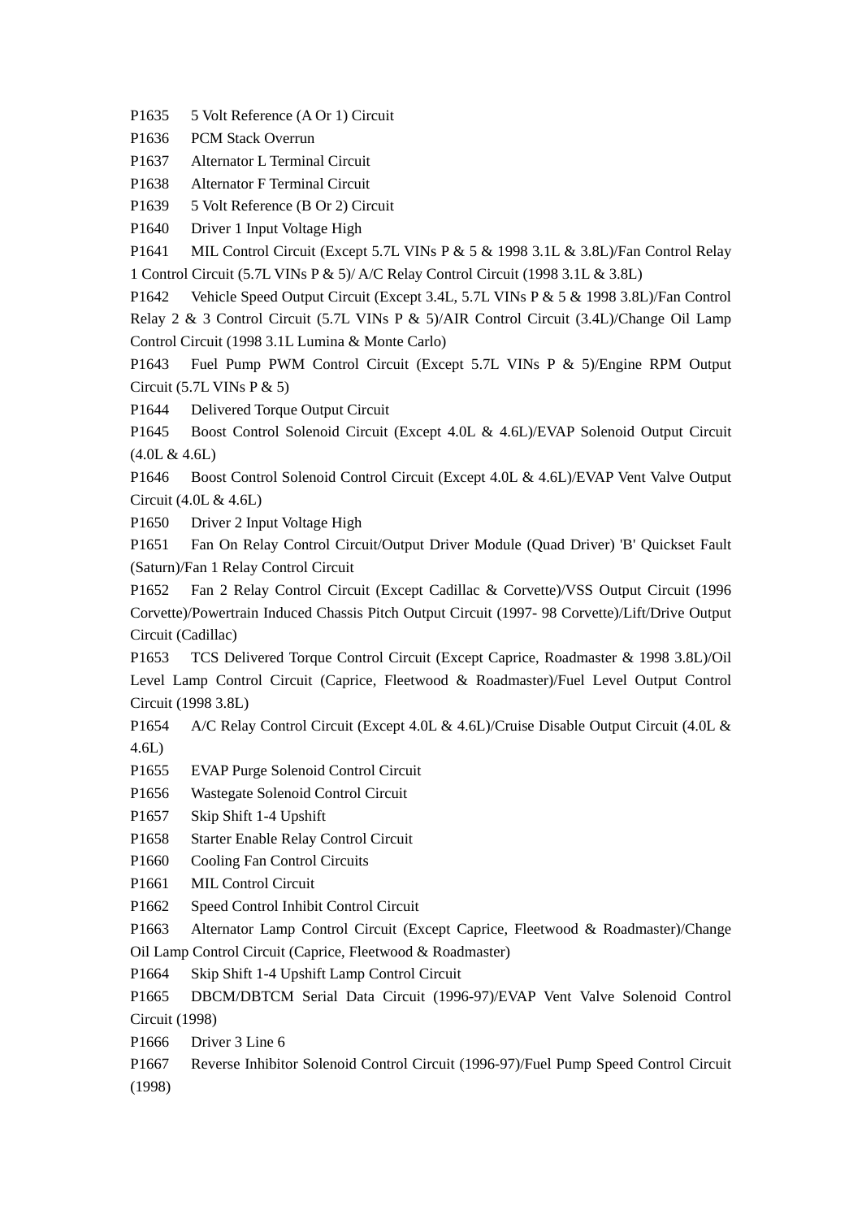P1635 5 Volt Reference (A Or 1) Circuit

P1636 PCM Stack Overrun

P1637 Alternator L Terminal Circuit

P1638 Alternator F Terminal Circuit

P1639 5 Volt Reference (B Or 2) Circuit

P1640 Driver 1 Input Voltage High

P1641 MIL Control Circuit (Except 5.7L VINs P & 5 & 1998 3.1L & 3.8L)/Fan Control Relay 1 Control Circuit (5.7L VINs P & 5)/ A/C Relay Control Circuit (1998 3.1L & 3.8L)

P1642 Vehicle Speed Output Circuit (Except 3.4L, 5.7L VINs P & 5 & 1998 3.8L)/Fan Control Relay 2 & 3 Control Circuit (5.7L VINs P & 5)/AIR Control Circuit (3.4L)/Change Oil Lamp Control Circuit (1998 3.1L Lumina & Monte Carlo)

P1643 Fuel Pump PWM Control Circuit (Except 5.7L VINs P & 5)/Engine RPM Output Circuit (5.7L VINs P & 5)

P1644 Delivered Torque Output Circuit

P1645 Boost Control Solenoid Circuit (Except 4.0L & 4.6L)/EVAP Solenoid Output Circuit (4.0L & 4.6L)

P1646 Boost Control Solenoid Control Circuit (Except 4.0L & 4.6L)/EVAP Vent Valve Output Circuit (4.0L & 4.6L)

P1650 Driver 2 Input Voltage High

P1651 Fan On Relay Control Circuit/Output Driver Module (Quad Driver) 'B' Quickset Fault (Saturn)/Fan 1 Relay Control Circuit

P1652 Fan 2 Relay Control Circuit (Except Cadillac & Corvette)/VSS Output Circuit (1996 Corvette)/Powertrain Induced Chassis Pitch Output Circuit (1997- 98 Corvette)/Lift/Drive Output Circuit (Cadillac)

P1653 TCS Delivered Torque Control Circuit (Except Caprice, Roadmaster & 1998 3.8L)/Oil Level Lamp Control Circuit (Caprice, Fleetwood & Roadmaster)/Fuel Level Output Control Circuit (1998 3.8L)

P1654 A/C Relay Control Circuit (Except 4.0L & 4.6L)/Cruise Disable Output Circuit (4.0L & 4.6L)

P1655 EVAP Purge Solenoid Control Circuit

P1656 Wastegate Solenoid Control Circuit

P1657 Skip Shift 1-4 Upshift

P1658 Starter Enable Relay Control Circuit

P1660 Cooling Fan Control Circuits

P1661 MIL Control Circuit

P1662 Speed Control Inhibit Control Circuit

P1663 Alternator Lamp Control Circuit (Except Caprice, Fleetwood & Roadmaster)/Change Oil Lamp Control Circuit (Caprice, Fleetwood & Roadmaster)

P1664 Skip Shift 1-4 Upshift Lamp Control Circuit

P1665 DBCM/DBTCM Serial Data Circuit (1996-97)/EVAP Vent Valve Solenoid Control Circuit (1998)

P1666 Driver 3 Line 6

P1667 Reverse Inhibitor Solenoid Control Circuit (1996-97)/Fuel Pump Speed Control Circuit (1998)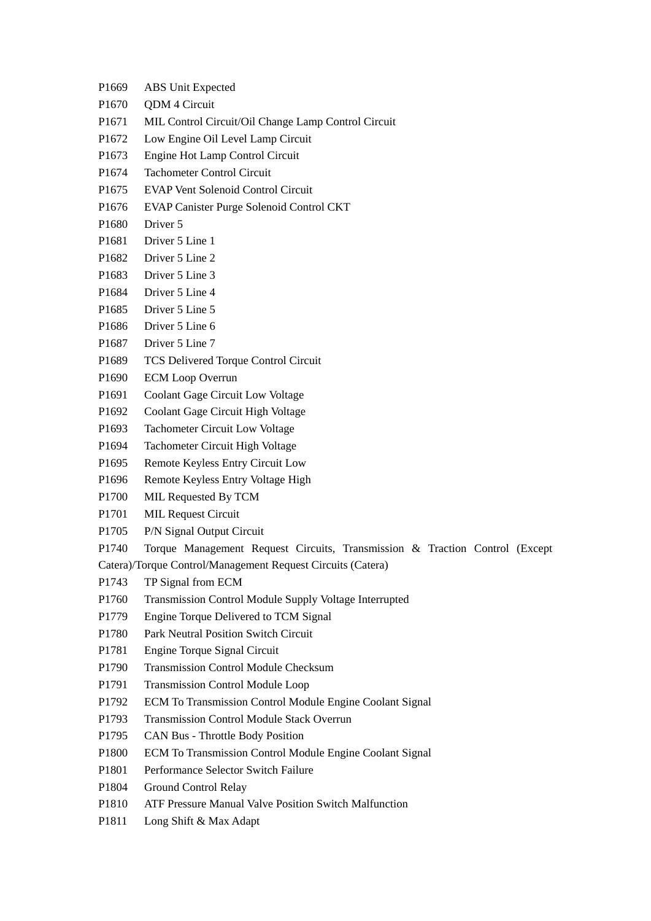P1669 ABS Unit Expected

P1670 QDM 4 Circuit

P1671 MIL Control Circuit/Oil Change Lamp Control Circuit

P1672 Low Engine Oil Level Lamp Circuit

P1673 Engine Hot Lamp Control Circuit

P1674 Tachometer Control Circuit

P1675 EVAP Vent Solenoid Control Circuit

P1676 EVAP Canister Purge Solenoid Control CKT

P1680 Driver 5

P1681 Driver 5 Line 1

P1682 Driver 5 Line 2

P1683 Driver 5 Line 3

P1684 Driver 5 Line 4

P1685 Driver 5 Line 5

P1686 Driver 5 Line 6

P1687 Driver 5 Line 7

P1689 TCS Delivered Torque Control Circuit

P1690 ECM Loop Overrun

P1691 Coolant Gage Circuit Low Voltage

P1692 Coolant Gage Circuit High Voltage

P1693 Tachometer Circuit Low Voltage

P1694 Tachometer Circuit High Voltage

P1695 Remote Keyless Entry Circuit Low

P1696 Remote Keyless Entry Voltage High

P1700 MIL Requested By TCM

P1701 MIL Request Circuit

P1705 P/N Signal Output Circuit

P1740 Torque Management Request Circuits, Transmission & Traction Control (Except Catera)/Torque Control/Management Request Circuits (Catera)

P1743 TP Signal from ECM

P1760 Transmission Control Module Supply Voltage Interrupted

P1779 Engine Torque Delivered to TCM Signal

P1780 Park Neutral Position Switch Circuit

P1781 Engine Torque Signal Circuit

P1790 Transmission Control Module Checksum

P1791 Transmission Control Module Loop

P1792 ECM To Transmission Control Module Engine Coolant Signal

P1793 Transmission Control Module Stack Overrun

P1795 CAN Bus - Throttle Body Position

P1800 ECM To Transmission Control Module Engine Coolant Signal

P1801 Performance Selector Switch Failure

P1804 Ground Control Relay

P1810 ATF Pressure Manual Valve Position Switch Malfunction

P1811 Long Shift & Max Adapt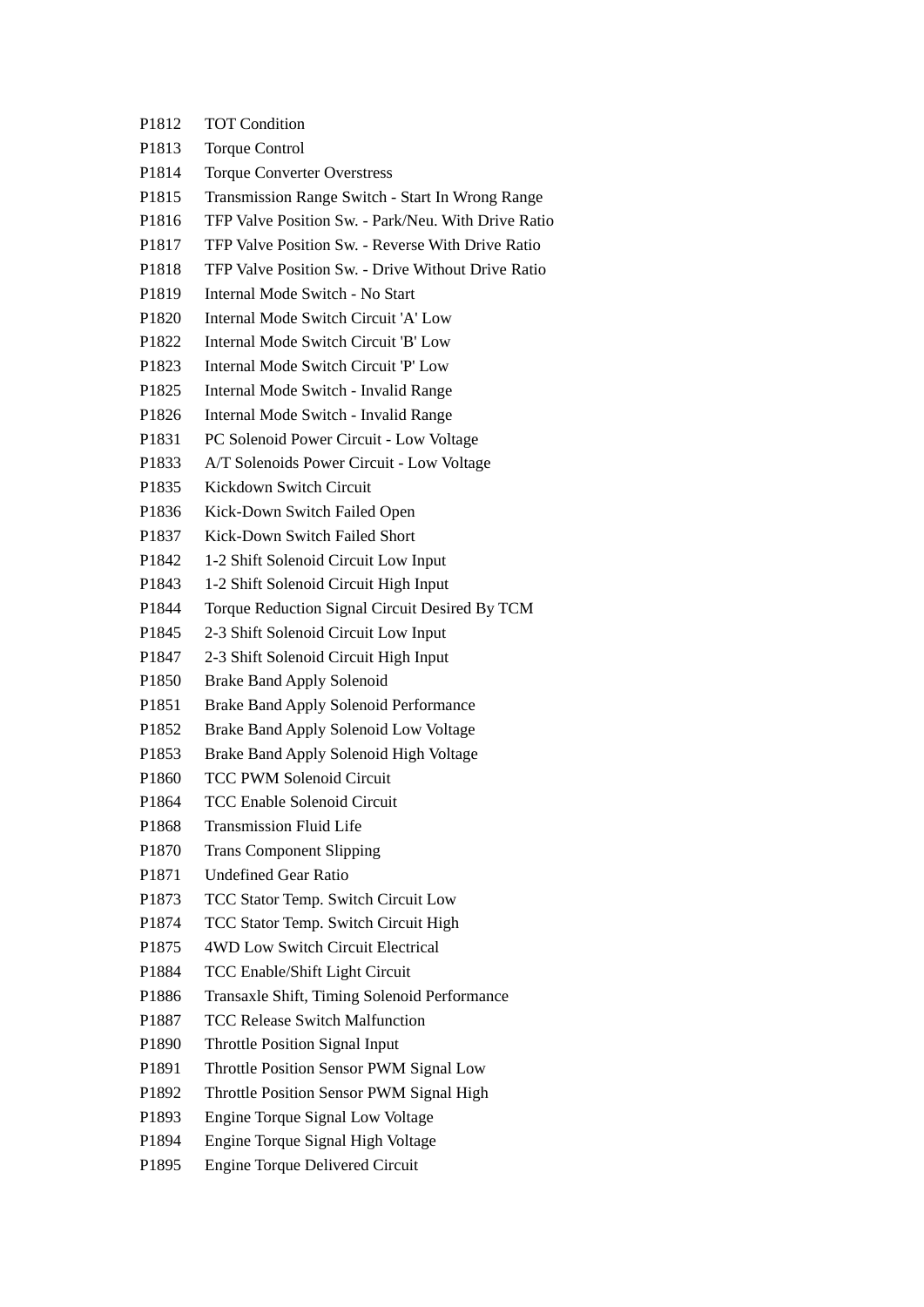| | |
|---|---|
| P1812 | TOT Condition |
| P1813 | Torque Control |
| P1814 | Torque Converter Overstress |
| P1815 | Transmission Range Switch - Start In Wrong Range |
| P1816 | TFP Valve Position Sw. - Park/Neu. With Drive Ratio |
| P1817 | TFP Valve Position Sw. - Reverse With Drive Ratio |
| P1818 | TFP Valve Position Sw. - Drive Without Drive Ratio |
| P1819 | Internal Mode Switch - No Start |
| P1820 | Internal Mode Switch Circuit 'A' Low |
| P1822 | Internal Mode Switch Circuit 'B' Low |
| P1823 | Internal Mode Switch Circuit 'P' Low |
| P1825 | Internal Mode Switch - Invalid Range |
| P1826 | Internal Mode Switch - Invalid Range |
| P1831 | PC Solenoid Power Circuit - Low Voltage |
| P1833 | A/T Solenoids Power Circuit - Low Voltage |
| P1835 | Kickdown Switch Circuit |
| P1836 | Kick-Down Switch Failed Open |
| P1837 | Kick-Down Switch Failed Short |
| P1842 | 1-2 Shift Solenoid Circuit Low Input |
| P1843 | 1-2 Shift Solenoid Circuit High Input |
| P1844 | Torque Reduction Signal Circuit Desired By TCM |
| P1845 | 2-3 Shift Solenoid Circuit Low Input |
| P1847 | 2-3 Shift Solenoid Circuit High Input |
| P1850 | Brake Band Apply Solenoid |
| P1851 | Brake Band Apply Solenoid Performance |
| P1852 | Brake Band Apply Solenoid Low Voltage |
| P1853 | Brake Band Apply Solenoid High Voltage |
| P1860 | TCC PWM Solenoid Circuit |
| P1864 | TCC Enable Solenoid Circuit |
| P1868 | Transmission Fluid Life |
| P1870 | Trans Component Slipping |
| P1871 | Undefined Gear Ratio |
| P1873 | TCC Stator Temp. Switch Circuit Low |
| P1874 | TCC Stator Temp. Switch Circuit High |
| P1875 | 4WD Low Switch Circuit Electrical |
| P1884 | TCC Enable/Shift Light Circuit |
| P1886 | Transaxle Shift, Timing Solenoid Performance |
| P1887 | TCC Release Switch Malfunction |
| P1890 | Throttle Position Signal Input |
| P1891 | Throttle Position Sensor PWM Signal Low |
| P1892 | Throttle Position Sensor PWM Signal High |
| P1893 | Engine Torque Signal Low Voltage |
| P1894 | Engine Torque Signal High Voltage |
| P1895 | Engine Torque Delivered Circuit |